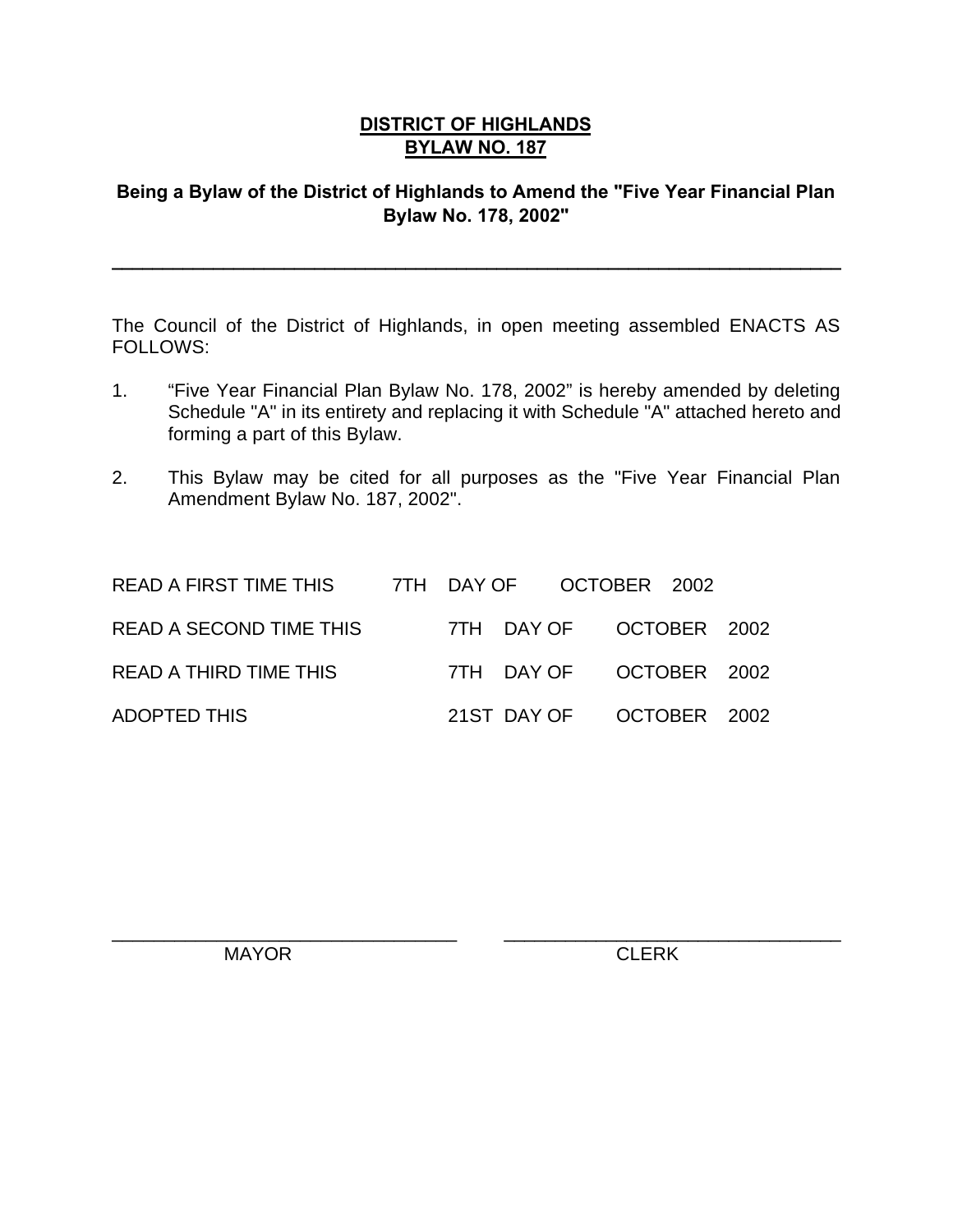# DISTRICT OF HIGHLANDS
## BYLAW NO. 187

**Being a Bylaw of the District of Highlands to Amend the "Five Year Financial Plan Bylaw No. 178, 2002"**

---

The Council of the District of Highlands, in open meeting assembled ENACTS AS FOLLOWS:

1. "Five Year Financial Plan Bylaw No. 178, 2002" is hereby amended by deleting Schedule "A" in its entirety and replacing it with Schedule "A" attached hereto and forming a part of this Bylaw.

2. This Bylaw may be cited for all purposes as the "Five Year Financial Plan Amendment Bylaw No. 187, 2002".

| | | | |
|---|---|---|---|
| READ A FIRST TIME THIS | 7TH DAY OF | OCTOBER | 2002 |
| READ A SECOND TIME THIS | 7TH DAY OF | OCTOBER | 2002 |
| READ A THIRD TIME THIS | 7TH DAY OF | OCTOBER | 2002 |
| ADOPTED THIS | 21ST DAY OF | OCTOBER | 2002 |

_______________________________ MAYOR

_______________________________ CLERK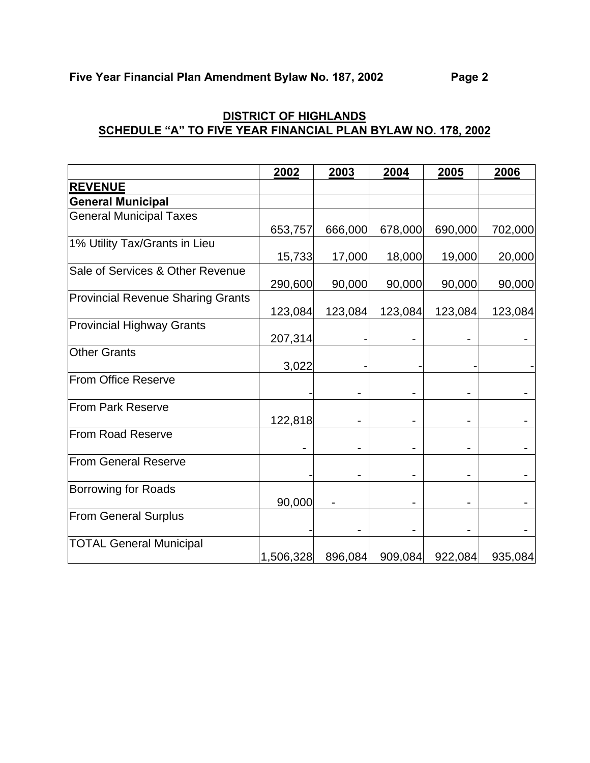**Five Year Financial Plan Amendment Bylaw No. 187, 2002**

**DISTRICT OF HIGHLANDS**
**SCHEDULE "A" TO FIVE YEAR FINANCIAL PLAN BYLAW NO. 178, 2002**

| | 2002 | 2003 | 2004 | 2005 | 2006 |
|---|---|---|---|---|---|
| **REVENUE** | | | | | |
| **General Municipal** | | | | | |
| General Municipal Taxes | 653,757 | 666,000 | 678,000 | 690,000 | 702,000 |
| 1% Utility Tax/Grants in Lieu | 15,733 | 17,000 | 18,000 | 19,000 | 20,000 |
| Sale of Services & Other Revenue | 290,600 | 90,000 | 90,000 | 90,000 | 90,000 |
| Provincial Revenue Sharing Grants | 123,084 | 123,084 | 123,084 | 123,084 | 123,084 |
| Provincial Highway Grants | 207,314 | - | - | - | - |
| Other Grants | 3,022 | - | - | - | - |
| From Office Reserve | - | - | - | - | - |
| From Park Reserve | 122,818 | - | - | - | - |
| From Road Reserve | - | - | - | - | - |
| From General Reserve | - | - | - | - | - |
| Borrowing for Roads | 90,000 | - | - | - | - |
| From General Surplus | - | - | - | - | - |
| TOTAL General Municipal | 1,506,328 | 896,084 | 909,084 | 922,084 | 935,084 |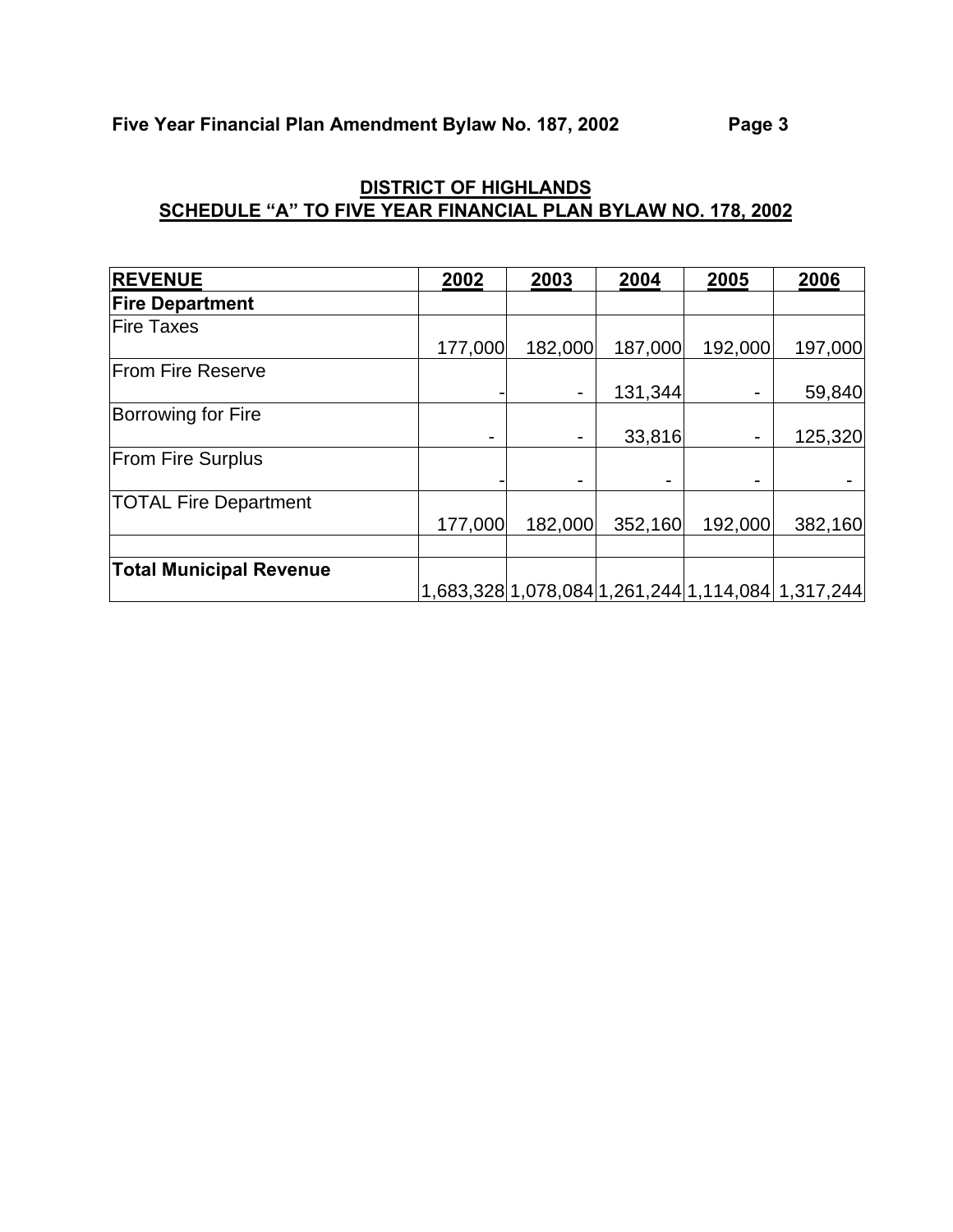**DISTRICT OF HIGHLANDS**
**SCHEDULE "A" TO FIVE YEAR FINANCIAL PLAN BYLAW NO. 178, 2002**

| **REVENUE** | **2002** | **2003** | **2004** | **2005** | **2006** |
|---|---|---|---|---|---|
| **Fire Department** | | | | | |
| Fire Taxes | 177,000 | 182,000 | 187,000 | 192,000 | 197,000 |
| From Fire Reserve | - | - | 131,344 | - | 59,840 |
| Borrowing for Fire | - | - | 33,816 | - | 125,320 |
| From Fire Surplus | - | - | - | - | - |
| TOTAL Fire Department | 177,000 | 182,000 | 352,160 | 192,000 | 382,160 |
| | | | | | |
| **Total Municipal Revenue** | 1,683,328 | 1,078,084 | 1,261,244 | 1,114,084 | 1,317,244 |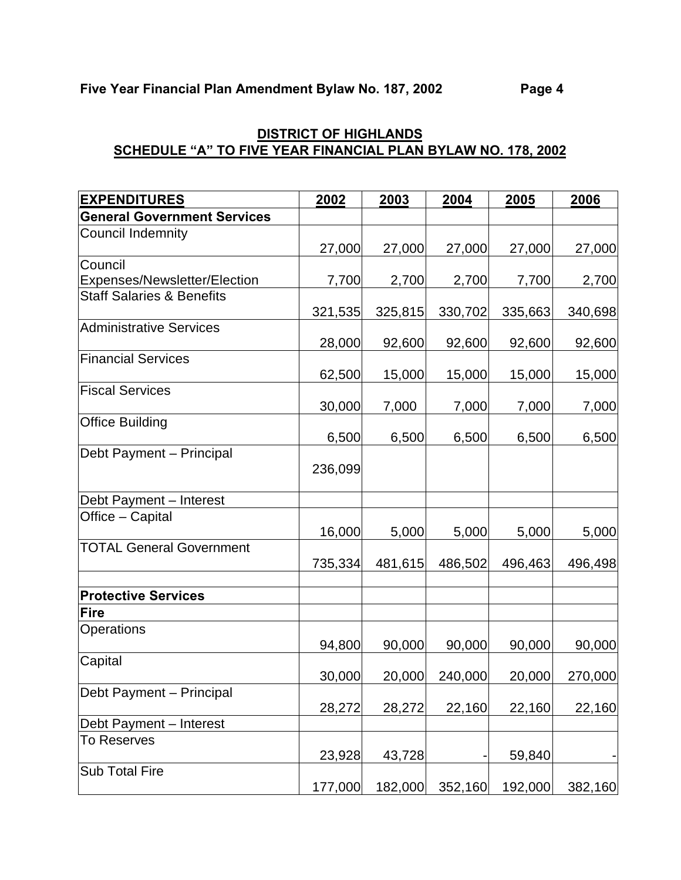**Five Year Financial Plan Amendment Bylaw No. 187, 2002**

## DISTRICT OF HIGHLANDS
## SCHEDULE "A" TO FIVE YEAR FINANCIAL PLAN BYLAW NO. 178, 2002

| EXPENDITURES | 2002 | 2003 | 2004 | 2005 | 2006 |
|---|---|---|---|---|---|
| **General Government Services** | | | | | |
| Council Indemnity | 27,000 | 27,000 | 27,000 | 27,000 | 27,000 |
| Council Expenses/Newsletter/Election | 7,700 | 2,700 | 2,700 | 7,700 | 2,700 |
| Staff Salaries & Benefits | 321,535 | 325,815 | 330,702 | 335,663 | 340,698 |
| Administrative Services | 28,000 | 92,600 | 92,600 | 92,600 | 92,600 |
| Financial Services | 62,500 | 15,000 | 15,000 | 15,000 | 15,000 |
| Fiscal Services | 30,000 | 7,000 | 7,000 | 7,000 | 7,000 |
| Office Building | 6,500 | 6,500 | 6,500 | 6,500 | 6,500 |
| Debt Payment – Principal | 236,099 | | | | |
| Debt Payment – Interest | | | | | |
| Office – Capital | 16,000 | 5,000 | 5,000 | 5,000 | 5,000 |
| TOTAL General Government | 735,334 | 481,615 | 486,502 | 496,463 | 496,498 |
| | | | | | |
| **Protective Services** | | | | | |
| **Fire** | | | | | |
| Operations | 94,800 | 90,000 | 90,000 | 90,000 | 90,000 |
| Capital | 30,000 | 20,000 | 240,000 | 20,000 | 270,000 |
| Debt Payment – Principal | 28,272 | 28,272 | 22,160 | 22,160 | 22,160 |
| Debt Payment – Interest | | | | | |
| To Reserves | 23,928 | 43,728 | - | 59,840 | - |
| Sub Total Fire | 177,000 | 182,000 | 352,160 | 192,000 | 382,160 |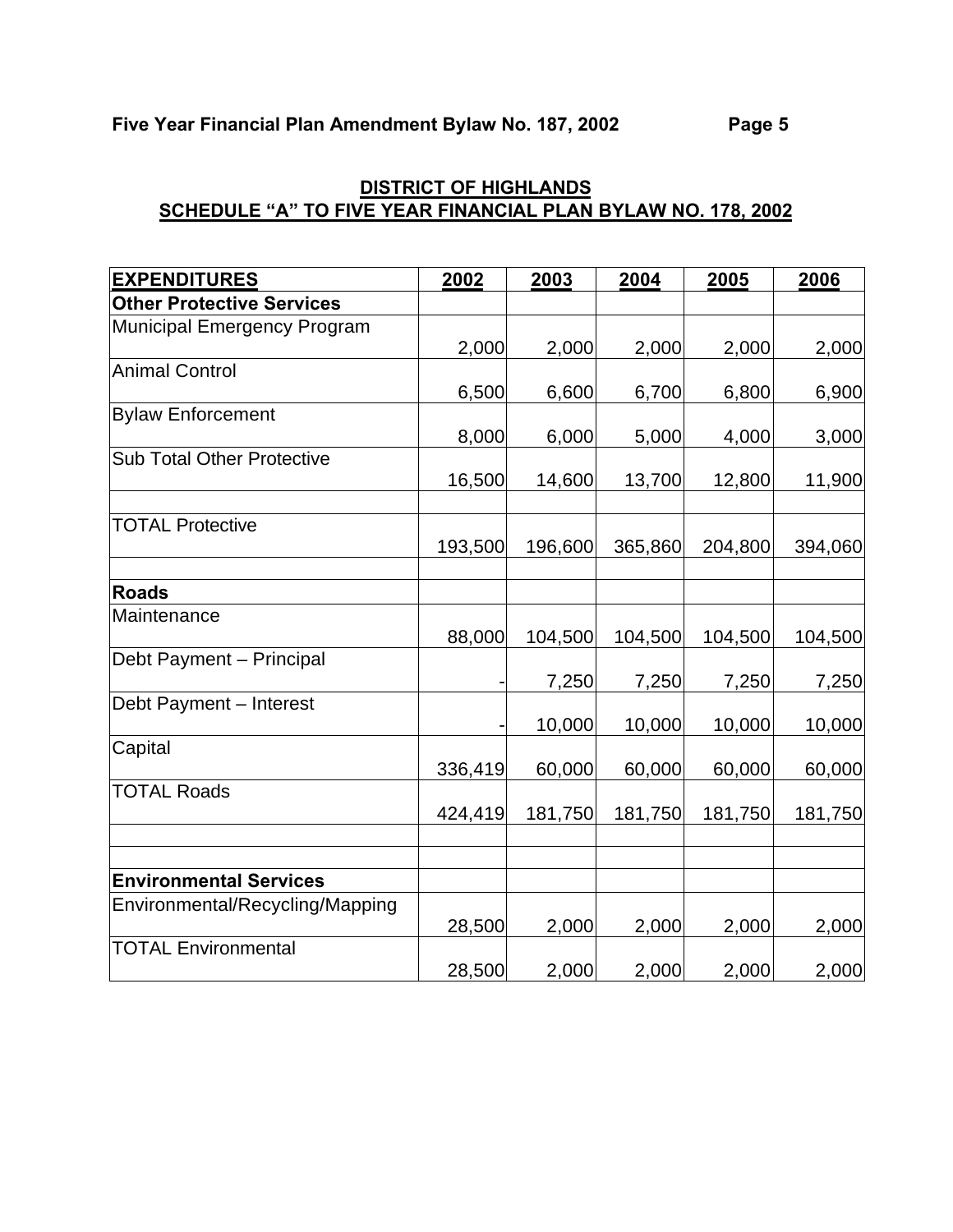**DISTRICT OF HIGHLANDS**
**SCHEDULE "A" TO FIVE YEAR FINANCIAL PLAN BYLAW NO. 178, 2002**

| EXPENDITURES | 2002 | 2003 | 2004 | 2005 | 2006 |
|---|---|---|---|---|---|
| **Other Protective Services** | | | | | |
| Municipal Emergency Program | 2,000 | 2,000 | 2,000 | 2,000 | 2,000 |
| Animal Control | 6,500 | 6,600 | 6,700 | 6,800 | 6,900 |
| Bylaw Enforcement | 8,000 | 6,000 | 5,000 | 4,000 | 3,000 |
| Sub Total Other Protective | 16,500 | 14,600 | 13,700 | 12,800 | 11,900 |
| | | | | | |
| TOTAL Protective | 193,500 | 196,600 | 365,860 | 204,800 | 394,060 |
| | | | | | |
| **Roads** | | | | | |
| Maintenance | 88,000 | 104,500 | 104,500 | 104,500 | 104,500 |
| Debt Payment – Principal | - | 7,250 | 7,250 | 7,250 | 7,250 |
| Debt Payment – Interest | - | 10,000 | 10,000 | 10,000 | 10,000 |
| Capital | 336,419 | 60,000 | 60,000 | 60,000 | 60,000 |
| TOTAL Roads | 424,419 | 181,750 | 181,750 | 181,750 | 181,750 |
| | | | | | |
| | | | | | |
| **Environmental Services** | | | | | |
| Environmental/Recycling/Mapping | 28,500 | 2,000 | 2,000 | 2,000 | 2,000 |
| TOTAL Environmental | 28,500 | 2,000 | 2,000 | 2,000 | 2,000 |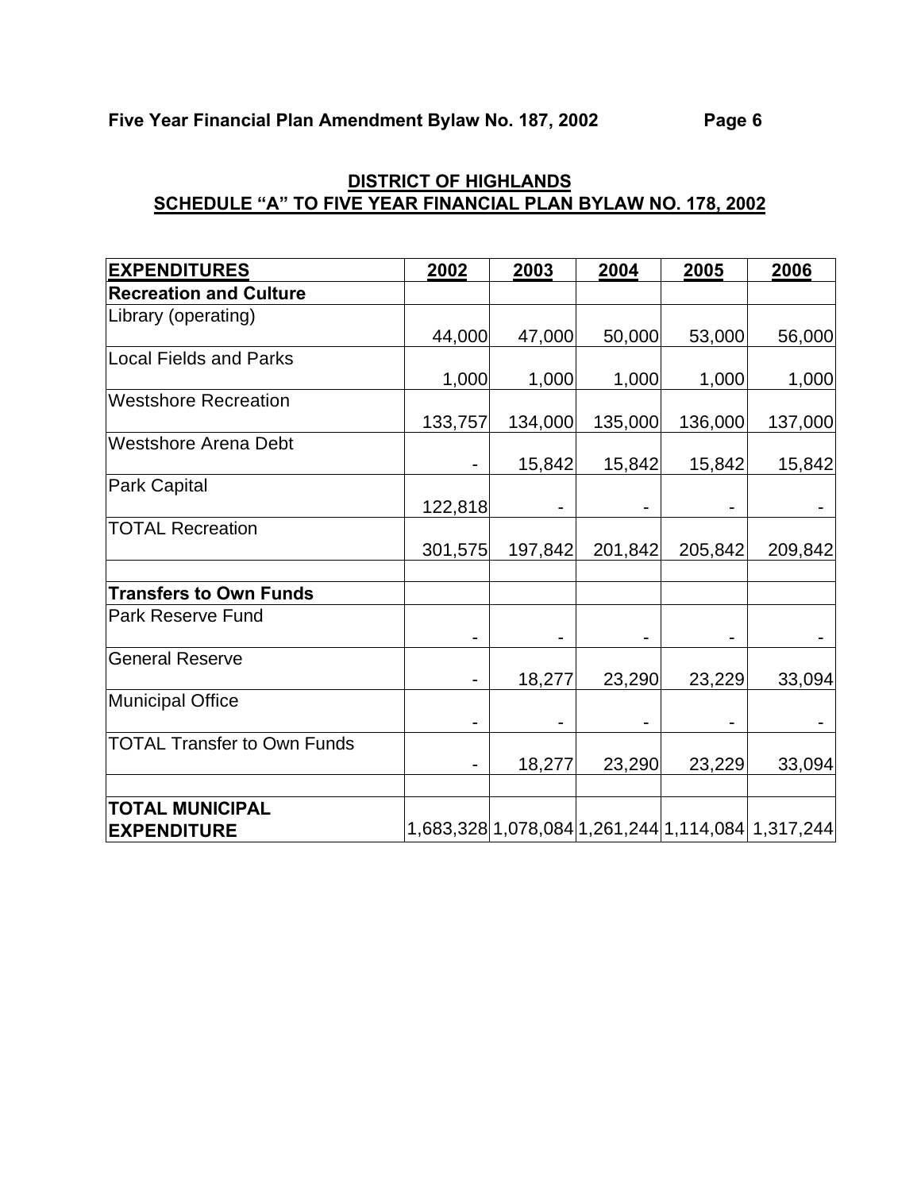**DISTRICT OF HIGHLANDS**
**SCHEDULE "A" TO FIVE YEAR FINANCIAL PLAN BYLAW NO. 178, 2002**

| EXPENDITURES | 2002 | 2003 | 2004 | 2005 | 2006 |
|---|---|---|---|---|---|
| **Recreation and Culture** | | | | | |
| Library (operating) | 44,000 | 47,000 | 50,000 | 53,000 | 56,000 |
| Local Fields and Parks | 1,000 | 1,000 | 1,000 | 1,000 | 1,000 |
| Westshore Recreation | 133,757 | 134,000 | 135,000 | 136,000 | 137,000 |
| Westshore Arena Debt | - | 15,842 | 15,842 | 15,842 | 15,842 |
| Park Capital | 122,818 | - | - | - | - |
| TOTAL Recreation | 301,575 | 197,842 | 201,842 | 205,842 | 209,842 |
| | | | | | |
| **Transfers to Own Funds** | | | | | |
| Park Reserve Fund | - | - | - | - | - |
| General Reserve | - | 18,277 | 23,290 | 23,229 | 33,094 |
| Municipal Office | - | - | - | - | - |
| TOTAL Transfer to Own Funds | - | 18,277 | 23,290 | 23,229 | 33,094 |
| | | | | | |
| **TOTAL MUNICIPAL EXPENDITURE** | 1,683,328 | 1,078,084 | 1,261,244 | 1,114,084 | 1,317,244 |